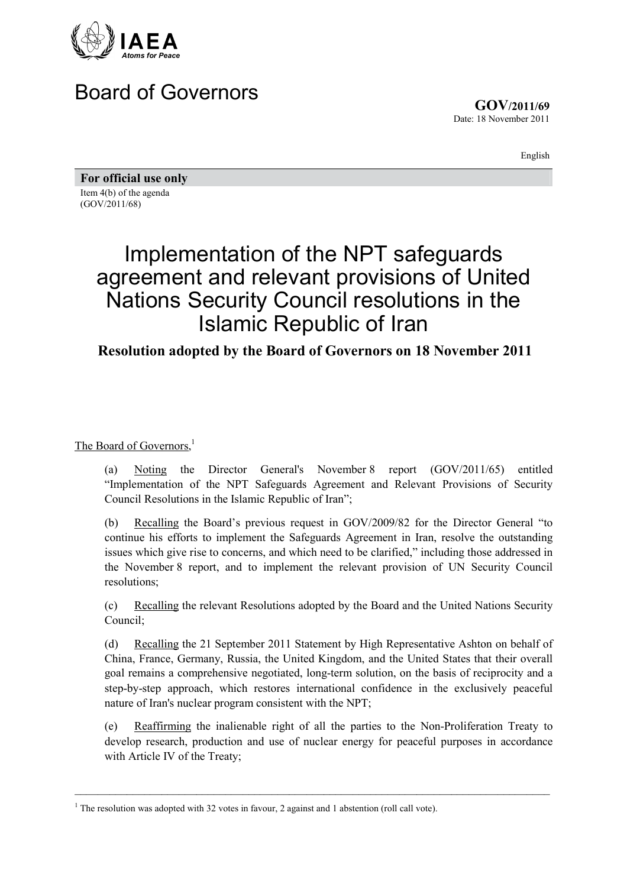IAEA
*Atoms for Peace*

# Board of Governors

**GOV/2011/69**
Date: 18 November 2011

English

**For official use only**

Item 4(b) of the agenda
(GOV/2011/68)

# Implementation of the NPT safeguards agreement and relevant provisions of United Nations Security Council resolutions in the Islamic Republic of Iran

## Resolution adopted by the Board of Governors on 18 November 2011

The Board of Governors,[1]

(a) Noting the Director General's November 8 report (GOV/2011/65) entitled "Implementation of the NPT Safeguards Agreement and Relevant Provisions of Security Council Resolutions in the Islamic Republic of Iran";

(b) Recalling the Board's previous request in GOV/2009/82 for the Director General "to continue his efforts to implement the Safeguards Agreement in Iran, resolve the outstanding issues which give rise to concerns, and which need to be clarified," including those addressed in the November 8 report, and to implement the relevant provision of UN Security Council resolutions;

(c) Recalling the relevant Resolutions adopted by the Board and the United Nations Security Council;

(d) Recalling the 21 September 2011 Statement by High Representative Ashton on behalf of China, France, Germany, Russia, the United Kingdom, and the United States that their overall goal remains a comprehensive negotiated, long-term solution, on the basis of reciprocity and a step-by-step approach, which restores international confidence in the exclusively peaceful nature of Iran's nuclear program consistent with the NPT;

(e) Reaffirming the inalienable right of all the parties to the Non-Proliferation Treaty to develop research, production and use of nuclear energy for peaceful purposes in accordance with Article IV of the Treaty;

[1] The resolution was adopted with 32 votes in favour, 2 against and 1 abstention (roll call vote).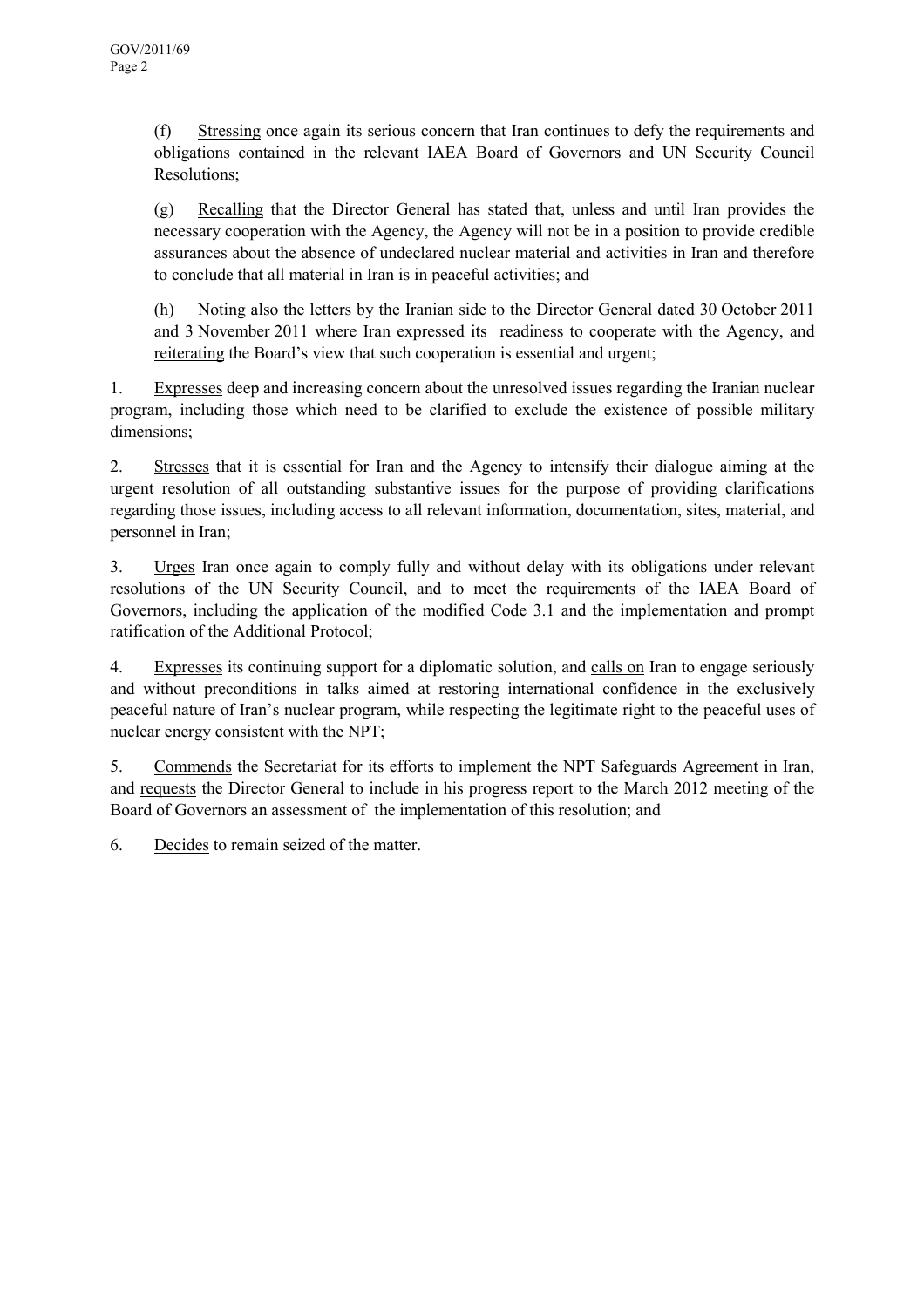(f) Stressing once again its serious concern that Iran continues to defy the requirements and obligations contained in the relevant IAEA Board of Governors and UN Security Council Resolutions;

(g) Recalling that the Director General has stated that, unless and until Iran provides the necessary cooperation with the Agency, the Agency will not be in a position to provide credible assurances about the absence of undeclared nuclear material and activities in Iran and therefore to conclude that all material in Iran is in peaceful activities; and

(h) Noting also the letters by the Iranian side to the Director General dated 30 October 2011 and 3 November 2011 where Iran expressed its readiness to cooperate with the Agency, and reiterating the Board's view that such cooperation is essential and urgent;

1. Expresses deep and increasing concern about the unresolved issues regarding the Iranian nuclear program, including those which need to be clarified to exclude the existence of possible military dimensions;

2. Stresses that it is essential for Iran and the Agency to intensify their dialogue aiming at the urgent resolution of all outstanding substantive issues for the purpose of providing clarifications regarding those issues, including access to all relevant information, documentation, sites, material, and personnel in Iran;

3. Urges Iran once again to comply fully and without delay with its obligations under relevant resolutions of the UN Security Council, and to meet the requirements of the IAEA Board of Governors, including the application of the modified Code 3.1 and the implementation and prompt ratification of the Additional Protocol;

4. Expresses its continuing support for a diplomatic solution, and calls on Iran to engage seriously and without preconditions in talks aimed at restoring international confidence in the exclusively peaceful nature of Iran's nuclear program, while respecting the legitimate right to the peaceful uses of nuclear energy consistent with the NPT;

5. Commends the Secretariat for its efforts to implement the NPT Safeguards Agreement in Iran, and requests the Director General to include in his progress report to the March 2012 meeting of the Board of Governors an assessment of the implementation of this resolution; and

6. Decides to remain seized of the matter.